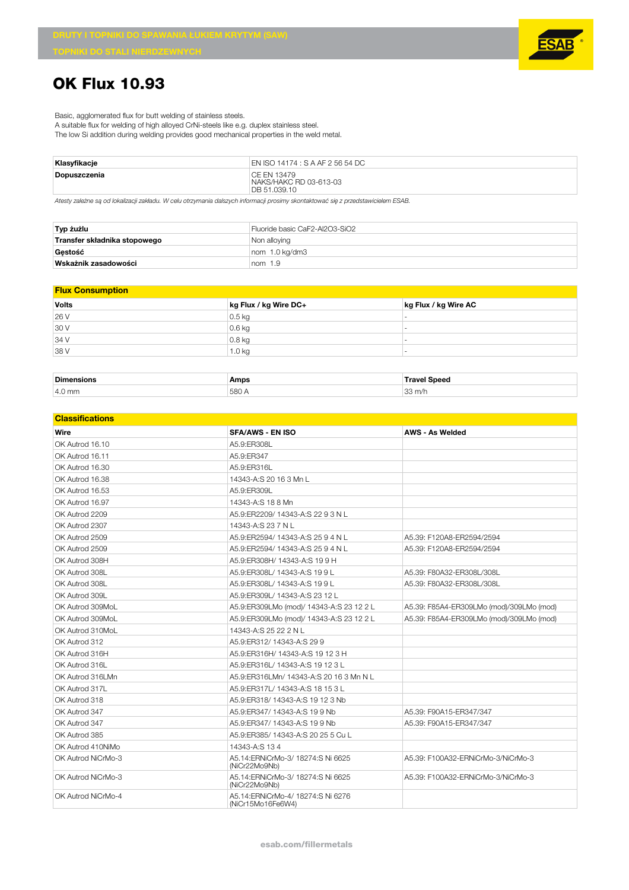DRUTY I TOPNIKI DO SPAWANIA ŁUKIEM KRYTYM (SAW)

TOPNIKI DO STALI NIERDZEWNYCH

# OK Flux 10.93

Basic, agglomerated flux for butt welding of stainless steels.
A suitable flux for welding of high alloyed CrNi-steels like e.g. duplex stainless steel.
The low Si addition during welding provides good mechanical properties in the weld metal.

| | |
|---|---|
| **Klasyfikacje** | EN ISO 14174 : S A AF 2 56 54 DC |
| **Dopuszczenia** | CE EN 13479<br>NAKS/HAKC RD 03-613-03<br>DB 51.039.10 |

*Atesty zależne są od lokalizacji zakładu. W celu otrzymania dalszych informacji prosimy skontaktować się z przedstawicielem ESAB.*

| | |
|---|---|
| **Typ żużlu** | Fluoride basic $CaF_2$-$Al_2O_3$-$SiO_2$ |
| **Transfer składnika stopowego** | Non alloying |
| **Gęstość** | nom 1.0 kg/dm3 |
| **Wskaźnik zasadowości** | nom 1.9 |

## Flux Consumption

| Volts | kg Flux / kg Wire DC+ | kg Flux / kg Wire AC |
|---|---|---|
| 26 V | 0.5 kg | - |
| 30 V | 0.6 kg | - |
| 34 V | 0.8 kg | - |
| 38 V | 1.0 kg | - |

| Dimensions | Amps | Travel Speed |
|---|---|---|
| 4.0 mm | 580 A | 33 m/h |

## Classifications

| Wire | SFA/AWS - EN ISO | AWS - As Welded |
|---|---|---|
| OK Autrod 16.10 | A5.9:ER308L | |
| OK Autrod 16.11 | A5.9:ER347 | |
| OK Autrod 16.30 | A5.9:ER316L | |
| OK Autrod 16.38 | 14343-A:S 20 16 3 Mn L | |
| OK Autrod 16.53 | A5.9:ER309L | |
| OK Autrod 16.97 | 14343-A:S 18 8 Mn | |
| OK Autrod 2209 | A5.9:ER2209/ 14343-A:S 22 9 3 N L | |
| OK Autrod 2307 | 14343-A:S 23 7 N L | |
| OK Autrod 2509 | A5.9:ER2594/ 14343-A:S 25 9 4 N L | A5.39: F120A8-ER2594/2594 |
| OK Autrod 2509 | A5.9:ER2594/ 14343-A:S 25 9 4 N L | A5.39: F120A8-ER2594/2594 |
| OK Autrod 308H | A5.9:ER308H/ 14343-A:S 19 9 H | |
| OK Autrod 308L | A5.9:ER308L/ 14343-A:S 19 9 L | A5.39: F80A32-ER308L/308L |
| OK Autrod 308L | A5.9:ER308L/ 14343-A:S 19 9 L | A5.39: F80A32-ER308L/308L |
| OK Autrod 309L | A5.9:ER309L/ 14343-A:S 23 12 L | |
| OK Autrod 309MoL | A5.9:ER309LMo (mod)/ 14343-A:S 23 12 2 L | A5.39: F85A4-ER309LMo (mod)/309LMo (mod) |
| OK Autrod 309MoL | A5.9:ER309LMo (mod)/ 14343-A:S 23 12 2 L | A5.39: F85A4-ER309LMo (mod)/309LMo (mod) |
| OK Autrod 310MoL | 14343-A:S 25 22 2 N L | |
| OK Autrod 312 | A5.9:ER312/ 14343-A:S 29 9 | |
| OK Autrod 316H | A5.9:ER316H/ 14343-A:S 19 12 3 H | |
| OK Autrod 316L | A5.9:ER316L/ 14343-A:S 19 12 3 L | |
| OK Autrod 316LMn | A5.9:ER316LMn/ 14343-A:S 20 16 3 Mn N L | |
| OK Autrod 317L | A5.9:ER317L/ 14343-A:S 18 15 3 L | |
| OK Autrod 318 | A5.9:ER318/ 14343-A:S 19 12 3 Nb | |
| OK Autrod 347 | A5.9:ER347/ 14343-A:S 19 9 Nb | A5.39: F90A15-ER347/347 |
| OK Autrod 347 | A5.9:ER347/ 14343-A:S 19 9 Nb | A5.39: F90A15-ER347/347 |
| OK Autrod 385 | A5.9:ER385/ 14343-A:S 20 25 5 Cu L | |
| OK Autrod 410NiMo | 14343-A:S 13 4 | |
| OK Autrod NiCrMo-3 | A5.14:ERNiCrMo-3/ 18274:S Ni 6625 (NiCr22Mo9Nb) | A5.39: F100A32-ERNiCrMo-3/NiCrMo-3 |
| OK Autrod NiCrMo-3 | A5.14:ERNiCrMo-3/ 18274:S Ni 6625 (NiCr22Mo9Nb) | A5.39: F100A32-ERNiCrMo-3/NiCrMo-3 |
| OK Autrod NiCrMo-4 | A5.14:ERNiCrMo-4/ 18274:S Ni 6276 (NiCr15Mo16Fe6W4) | |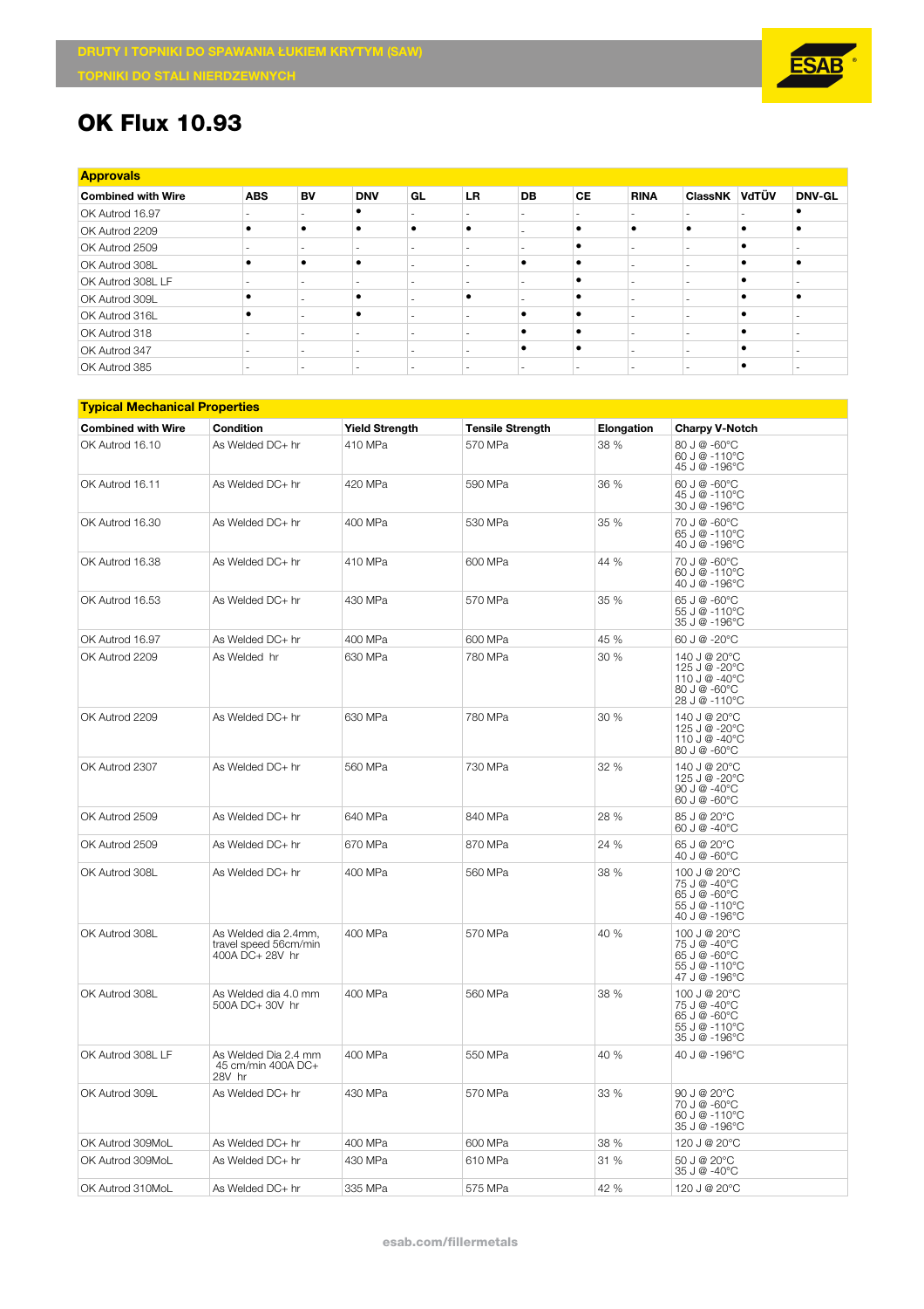DRUTY I TOPNIKI DO SPAWANIA ŁUKIEM KRYTYM (SAW)

TOPNIKI DO STALI NIERDZEWNYCH

# OK Flux 10.93

## Approvals

| Combined with Wire | ABS | BV | DNV | GL | LR | DB | CE | RINA | ClassNK | VdTÜV | DNV-GL |
|---|---|---|---|---|---|---|---|---|---|---|---|
| OK Autrod 16.97 | - | - | • | - | - | - | - | - | - | - | • |
| OK Autrod 2209 | • | • | • | • | • | - | • | • | • | • | • |
| OK Autrod 2509 | - | - | - | - | - | - | • | - | - | • | - |
| OK Autrod 308L | • | • | • | - | - | • | • | - | - | • | • |
| OK Autrod 308L LF | - | - | - | - | - | - | • | - | - | • | - |
| OK Autrod 309L | • | - | • | - | • | - | • | - | - | • | • |
| OK Autrod 316L | • | - | • | - | - | • | • | - | - | • | - |
| OK Autrod 318 | - | - | - | - | - | • | • | - | - | • | - |
| OK Autrod 347 | - | - | - | - | - | • | • | - | - | • | - |
| OK Autrod 385 | - | - | - | - | - | - | - | - | - | • | - |

## Typical Mechanical Properties

| Combined with Wire | Condition | Yield Strength | Tensile Strength | Elongation | Charpy V-Notch |
|---|---|---|---|---|---|
| OK Autrod 16.10 | As Welded DC+ hr | 410 MPa | 570 MPa | 38 % | 80 J @ -60°C<br>60 J @ -110°C<br>45 J @ -196°C |
| OK Autrod 16.11 | As Welded DC+ hr | 420 MPa | 590 MPa | 36 % | 60 J @ -60°C<br>45 J @ -110°C<br>30 J @ -196°C |
| OK Autrod 16.30 | As Welded DC+ hr | 400 MPa | 530 MPa | 35 % | 70 J @ -60°C<br>65 J @ -110°C<br>40 J @ -196°C |
| OK Autrod 16.38 | As Welded DC+ hr | 410 MPa | 600 MPa | 44 % | 70 J @ -60°C<br>60 J @ -110°C<br>40 J @ -196°C |
| OK Autrod 16.53 | As Welded DC+ hr | 430 MPa | 570 MPa | 35 % | 65 J @ -60°C<br>55 J @ -110°C<br>35 J @ -196°C |
| OK Autrod 16.97 | As Welded DC+ hr | 400 MPa | 600 MPa | 45 % | 60 J @ -20°C |
| OK Autrod 2209 | As Welded hr | 630 MPa | 780 MPa | 30 % | 140 J @ 20°C<br>125 J @ -20°C<br>110 J @ -40°C<br>80 J @ -60°C<br>28 J @ -110°C |
| OK Autrod 2209 | As Welded DC+ hr | 630 MPa | 780 MPa | 30 % | 140 J @ 20°C<br>125 J @ -20°C<br>110 J @ -40°C<br>80 J @ -60°C |
| OK Autrod 2307 | As Welded DC+ hr | 560 MPa | 730 MPa | 32 % | 140 J @ 20°C<br>125 J @ -20°C<br>90 J @ -40°C<br>60 J @ -60°C |
| OK Autrod 2509 | As Welded DC+ hr | 640 MPa | 840 MPa | 28 % | 85 J @ 20°C<br>60 J @ -40°C |
| OK Autrod 2509 | As Welded DC+ hr | 670 MPa | 870 MPa | 24 % | 65 J @ 20°C<br>40 J @ -60°C |
| OK Autrod 308L | As Welded DC+ hr | 400 MPa | 560 MPa | 38 % | 100 J @ 20°C<br>75 J @ -40°C<br>65 J @ -60°C<br>55 J @ -110°C<br>40 J @ -196°C |
| OK Autrod 308L | As Welded dia 2.4mm, travel speed 56cm/min 400A DC+ 28V hr | 400 MPa | 570 MPa | 40 % | 100 J @ 20°C<br>75 J @ -40°C<br>65 J @ -60°C<br>55 J @ -110°C<br>47 J @ -196°C |
| OK Autrod 308L | As Welded dia 4.0 mm 500A DC+ 30V hr | 400 MPa | 560 MPa | 38 % | 100 J @ 20°C<br>75 J @ -40°C<br>65 J @ -60°C<br>55 J @ -110°C<br>35 J @ -196°C |
| OK Autrod 308L LF | As Welded Dia 2.4 mm 45 cm/min 400A DC+ 28V hr | 400 MPa | 550 MPa | 40 % | 40 J @ -196°C |
| OK Autrod 309L | As Welded DC+ hr | 430 MPa | 570 MPa | 33 % | 90 J @ 20°C<br>70 J @ -60°C<br>60 J @ -110°C<br>35 J @ -196°C |
| OK Autrod 309MoL | As Welded DC+ hr | 400 MPa | 600 MPa | 38 % | 120 J @ 20°C |
| OK Autrod 309MoL | As Welded DC+ hr | 430 MPa | 610 MPa | 31 % | 50 J @ 20°C<br>35 J @ -40°C |
| OK Autrod 310MoL | As Welded DC+ hr | 335 MPa | 575 MPa | 42 % | 120 J @ 20°C |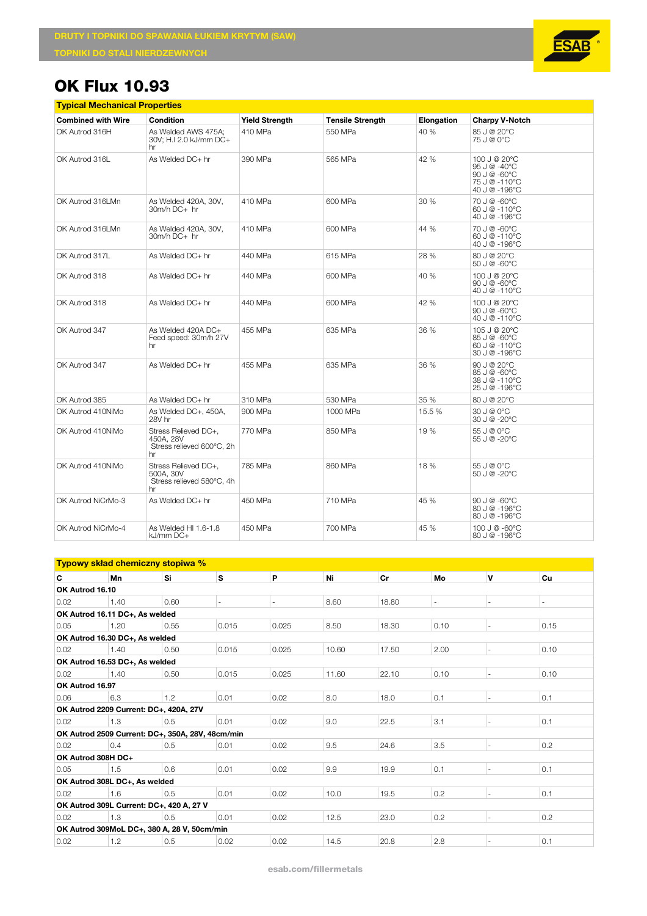# OK Flux 10.93

## Typical Mechanical Properties

| Combined with Wire | Condition | Yield Strength | Tensile Strength | Elongation | Charpy V-Notch |
|---|---|---|---|---|---|
| OK Autrod 316H | As Welded AWS 475A; 30V; H.I 2.0 kJ/mm DC+ hr | 410 MPa | 550 MPa | 40 % | 85 J @ 20°C<br>75 J @ 0°C |
| OK Autrod 316L | As Welded DC+ hr | 390 MPa | 565 MPa | 42 % | 100 J @ 20°C<br>95 J @ -40°C<br>90 J @ -60°C<br>75 J @ -110°C<br>40 J @ -196°C |
| OK Autrod 316LMn | As Welded 420A, 30V, 30m/h DC+ hr | 410 MPa | 600 MPa | 30 % | 70 J @ -60°C<br>60 J @ -110°C<br>40 J @ -196°C |
| OK Autrod 316LMn | As Welded 420A, 30V, 30m/h DC+ hr | 410 MPa | 600 MPa | 44 % | 70 J @ -60°C<br>60 J @ -110°C<br>40 J @ -196°C |
| OK Autrod 317L | As Welded DC+ hr | 440 MPa | 615 MPa | 28 % | 80 J @ 20°C<br>50 J @ -60°C |
| OK Autrod 318 | As Welded DC+ hr | 440 MPa | 600 MPa | 40 % | 100 J @ 20°C<br>90 J @ -60°C<br>40 J @ -110°C |
| OK Autrod 318 | As Welded DC+ hr | 440 MPa | 600 MPa | 42 % | 100 J @ 20°C<br>90 J @ -60°C<br>40 J @ -110°C |
| OK Autrod 347 | As Welded 420A DC+ Feed speed: 30m/h 27V hr | 455 MPa | 635 MPa | 36 % | 105 J @ 20°C<br>85 J @ -60°C<br>60 J @ -110°C<br>30 J @ -196°C |
| OK Autrod 347 | As Welded DC+ hr | 455 MPa | 635 MPa | 36 % | 90 J @ 20°C<br>85 J @ -60°C<br>38 J @ -110°C<br>25 J @ -196°C |
| OK Autrod 385 | As Welded DC+ hr | 310 MPa | 530 MPa | 35 % | 80 J @ 20°C |
| OK Autrod 410NiMo | As Welded DC+, 450A, 28V hr | 900 MPa | 1000 MPa | 15.5 % | 30 J @ 0°C<br>30 J @ -20°C |
| OK Autrod 410NiMo | Stress Relieved DC+, 450A, 28V<br>Stress relieved 600°C, 2h hr | 770 MPa | 850 MPa | 19 % | 55 J @ 0°C<br>55 J @ -20°C |
| OK Autrod 410NiMo | Stress Relieved DC+, 500A, 30V<br>Stress relieved 580°C, 4h hr | 785 MPa | 860 MPa | 18 % | 55 J @ 0°C<br>50 J @ -20°C |
| OK Autrod NiCrMo-3 | As Welded DC+ hr | 450 MPa | 710 MPa | 45 % | 90 J @ -60°C<br>80 J @ -196°C<br>80 J @ -196°C |
| OK Autrod NiCrMo-4 | As Welded HI 1.6-1.8 kJ/mm DC+ | 450 MPa | 700 MPa | 45 % | 100 J @ -60°C<br>80 J @ -196°C |

## Typowy skład chemiczny stopiwa %

| C | Mn | Si | S | P | Ni | Cr | Mo | V | Cu |
|---|---|---|---|---|---|---|---|---|---|
| **OK Autrod 16.10** | | | | | | | | | |
| 0.02 | 1.40 | 0.60 | - | - | 8.60 | 18.80 | - | - | - |
| **OK Autrod 16.11 DC+, As welded** | | | | | | | | | |
| 0.05 | 1.20 | 0.55 | 0.015 | 0.025 | 8.50 | 18.30 | 0.10 | - | 0.15 |
| **OK Autrod 16.30 DC+, As welded** | | | | | | | | | |
| 0.02 | 1.40 | 0.50 | 0.015 | 0.025 | 10.60 | 17.50 | 2.00 | - | 0.10 |
| **OK Autrod 16.53 DC+, As welded** | | | | | | | | | |
| 0.02 | 1.40 | 0.50 | 0.015 | 0.025 | 11.60 | 22.10 | 0.10 | - | 0.10 |
| **OK Autrod 16.97** | | | | | | | | | |
| 0.06 | 6.3 | 1.2 | 0.01 | 0.02 | 8.0 | 18.0 | 0.1 | - | 0.1 |
| **OK Autrod 2209 Current: DC+, 420A, 27V** | | | | | | | | | |
| 0.02 | 1.3 | 0.5 | 0.01 | 0.02 | 9.0 | 22.5 | 3.1 | - | 0.1 |
| **OK Autrod 2509 Current: DC+, 350A, 28V, 48cm/min** | | | | | | | | | |
| 0.02 | 0.4 | 0.5 | 0.01 | 0.02 | 9.5 | 24.6 | 3.5 | - | 0.2 |
| **OK Autrod 308H DC+** | | | | | | | | | |
| 0.05 | 1.5 | 0.6 | 0.01 | 0.02 | 9.9 | 19.9 | 0.1 | - | 0.1 |
| **OK Autrod 308L DC+, As welded** | | | | | | | | | |
| 0.02 | 1.6 | 0.5 | 0.01 | 0.02 | 10.0 | 19.5 | 0.2 | - | 0.1 |
| **OK Autrod 309L Current: DC+, 420 A, 27 V** | | | | | | | | | |
| 0.02 | 1.3 | 0.5 | 0.01 | 0.02 | 12.5 | 23.0 | 0.2 | - | 0.2 |
| **OK Autrod 309MoL DC+, 380 A, 28 V, 50cm/min** | | | | | | | | | |
| 0.02 | 1.2 | 0.5 | 0.02 | 0.02 | 14.5 | 20.8 | 2.8 | - | 0.1 |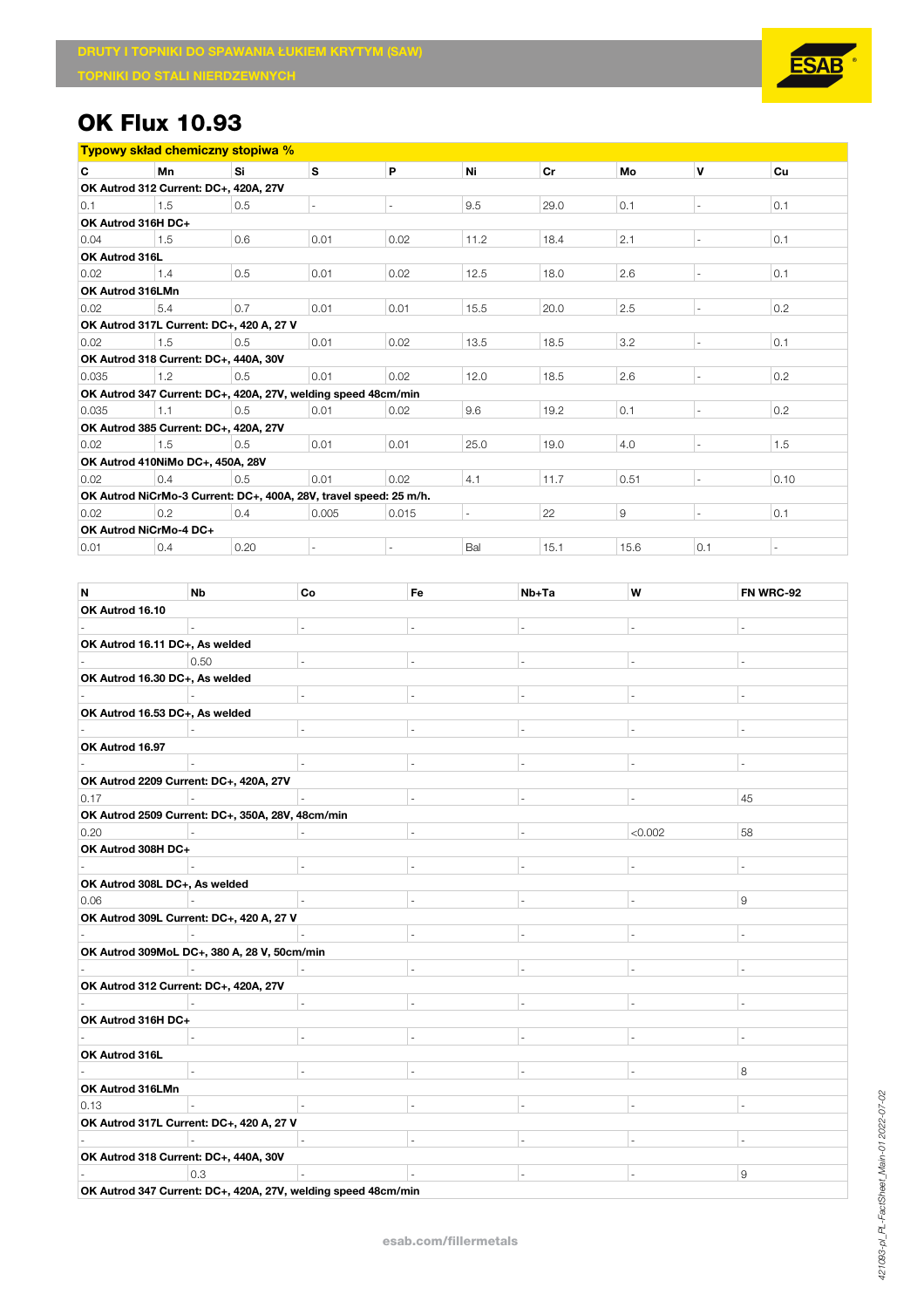# OK Flux 10.93

| Typowy skład chemiczny stopiwa % | | | | | | | | | |
|---|---|---|---|---|---|---|---|---|---|
| C | Mn | Si | S | P | Ni | Cr | Mo | V | Cu |
| **OK Autrod 312 Current: DC+, 420A, 27V** | | | | | | | | | |
| 0.1 | 1.5 | 0.5 | - | - | 9.5 | 29.0 | 0.1 | - | 0.1 |
| **OK Autrod 316H DC+** | | | | | | | | | |
| 0.04 | 1.5 | 0.6 | 0.01 | 0.02 | 11.2 | 18.4 | 2.1 | - | 0.1 |
| **OK Autrod 316L** | | | | | | | | | |
| 0.02 | 1.4 | 0.5 | 0.01 | 0.02 | 12.5 | 18.0 | 2.6 | - | 0.1 |
| **OK Autrod 316LMn** | | | | | | | | | |
| 0.02 | 5.4 | 0.7 | 0.01 | 0.01 | 15.5 | 20.0 | 2.5 | - | 0.2 |
| **OK Autrod 317L Current: DC+, 420 A, 27 V** | | | | | | | | | |
| 0.02 | 1.5 | 0.5 | 0.01 | 0.02 | 13.5 | 18.5 | 3.2 | - | 0.1 |
| **OK Autrod 318 Current: DC+, 440A, 30V** | | | | | | | | | |
| 0.035 | 1.2 | 0.5 | 0.01 | 0.02 | 12.0 | 18.5 | 2.6 | - | 0.2 |
| **OK Autrod 347 Current: DC+, 420A, 27V, welding speed 48cm/min** | | | | | | | | | |
| 0.035 | 1.1 | 0.5 | 0.01 | 0.02 | 9.6 | 19.2 | 0.1 | - | 0.2 |
| **OK Autrod 385 Current: DC+, 420A, 27V** | | | | | | | | | |
| 0.02 | 1.5 | 0.5 | 0.01 | 0.01 | 25.0 | 19.0 | 4.0 | - | 1.5 |
| **OK Autrod 410NiMo DC+, 450A, 28V** | | | | | | | | | |
| 0.02 | 0.4 | 0.5 | 0.01 | 0.02 | 4.1 | 11.7 | 0.51 | - | 0.10 |
| **OK Autrod NiCrMo-3 Current: DC+, 400A, 28V, travel speed: 25 m/h.** | | | | | | | | | |
| 0.02 | 0.2 | 0.4 | 0.005 | 0.015 | - | 22 | 9 | - | 0.1 |
| **OK Autrod NiCrMo-4 DC+** | | | | | | | | | |
| 0.01 | 0.4 | 0.20 | - | - | Bal | 15.1 | 15.6 | 0.1 | - |

| N | Nb | Co | Fe | Nb+Ta | W | FN WRC-92 |
|---|---|---|---|---|---|---|
| **OK Autrod 16.10** | | | | | | |
| - | - | - | - | - | - | - |
| **OK Autrod 16.11 DC+, As welded** | | | | | | |
| - | 0.50 | - | - | - | - | - |
| **OK Autrod 16.30 DC+, As welded** | | | | | | |
| - | - | - | - | - | - | - |
| **OK Autrod 16.53 DC+, As welded** | | | | | | |
| - | - | - | - | - | - | - |
| **OK Autrod 16.97** | | | | | | |
| - | - | - | - | - | - | - |
| **OK Autrod 2209 Current: DC+, 420A, 27V** | | | | | | |
| 0.17 | - | - | - | - | - | 45 |
| **OK Autrod 2509 Current: DC+, 350A, 28V, 48cm/min** | | | | | | |
| 0.20 | - | - | - | - | <0.002 | 58 |
| **OK Autrod 308H DC+** | | | | | | |
| - | - | - | - | - | - | - |
| **OK Autrod 308L DC+, As welded** | | | | | | |
| 0.06 | - | - | - | - | - | 9 |
| **OK Autrod 309L Current: DC+, 420 A, 27 V** | | | | | | |
| - | - | - | - | - | - | - |
| **OK Autrod 309MoL DC+, 380 A, 28 V, 50cm/min** | | | | | | |
| - | - | - | - | - | - | - |
| **OK Autrod 312 Current: DC+, 420A, 27V** | | | | | | |
| - | - | - | - | - | - | - |
| **OK Autrod 316H DC+** | | | | | | |
| - | - | - | - | - | - | - |
| **OK Autrod 316L** | | | | | | |
| - | - | - | - | - | - | 8 |
| **OK Autrod 316LMn** | | | | | | |
| 0.13 | - | - | - | - | - | - |
| **OK Autrod 317L Current: DC+, 420 A, 27 V** | | | | | | |
| - | - | - | - | - | - | - |
| **OK Autrod 318 Current: DC+, 440A, 30V** | | | | | | |
| - | 0.3 | - | - | - | - | 9 |
| **OK Autrod 347 Current: DC+, 420A, 27V, welding speed 48cm/min** | | | | | | |